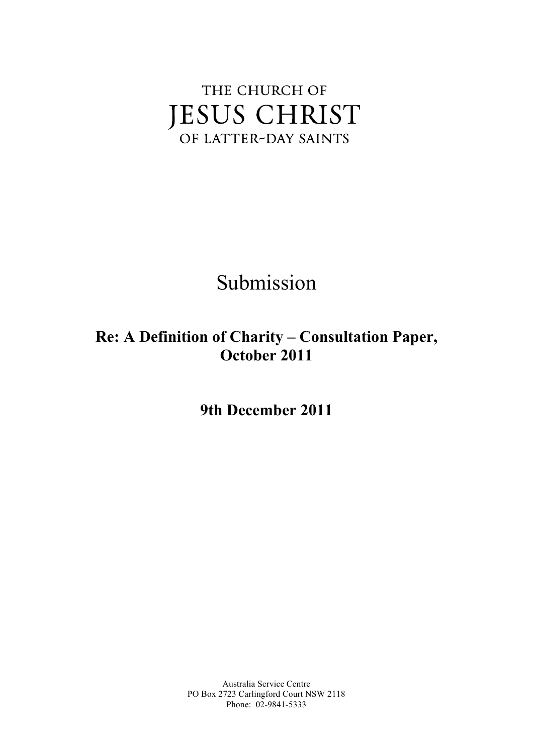THE CHURCH OF

JESUS CHRIST

OF LATTER-DAY SAINTS

# Submission

## Re: A Definition of Charity – Consultation Paper, October 2011

**9th December 2011**

Australia Service Centre
PO Box 2723 Carlingford Court NSW 2118
Phone: 02-9841-5333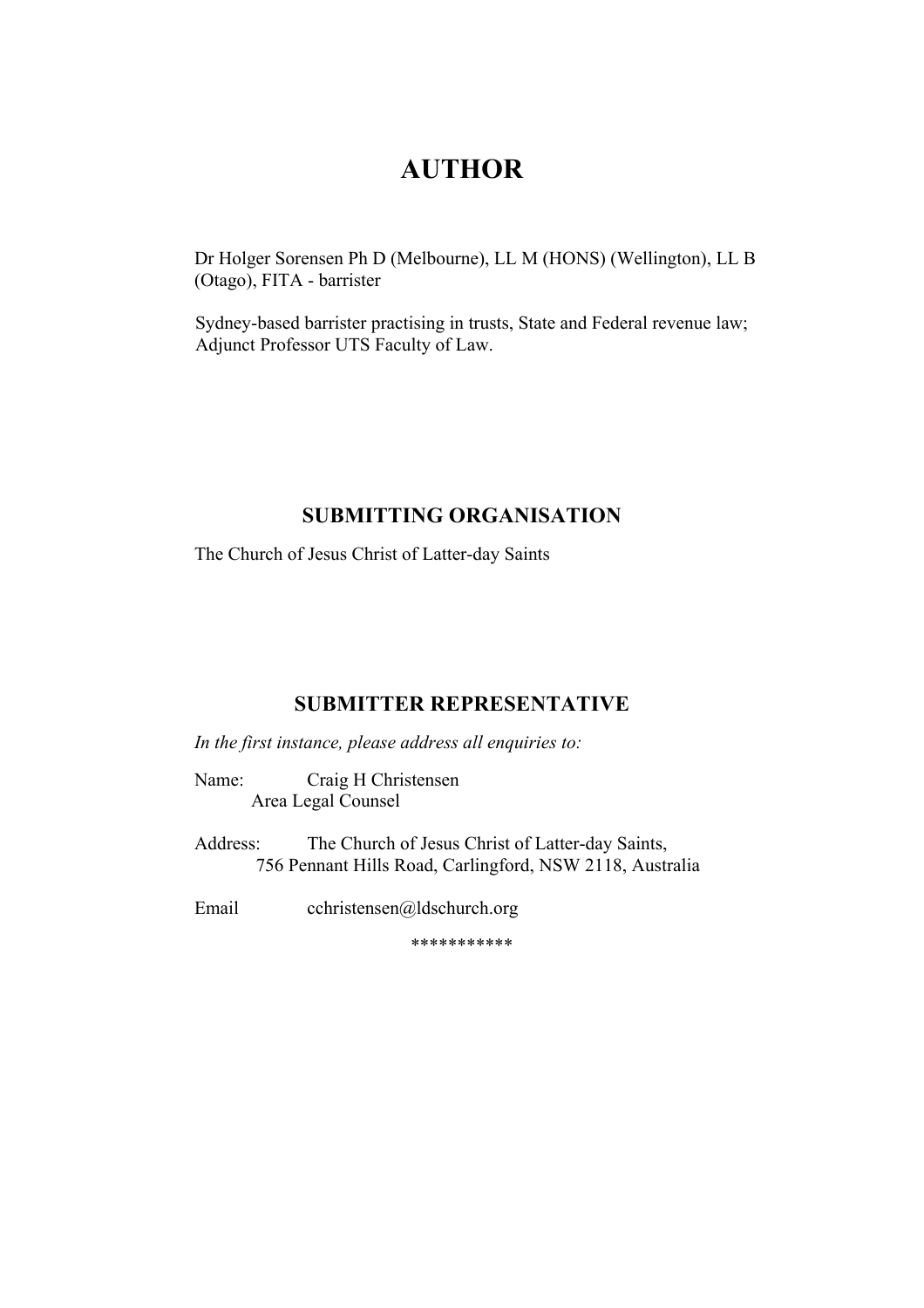# AUTHOR

Dr Holger Sorensen Ph D (Melbourne), LL M (HONS) (Wellington), LL B (Otago), FITA - barrister

Sydney-based barrister practising in trusts, State and Federal revenue law; Adjunct Professor UTS Faculty of Law.

## SUBMITTING ORGANISATION

The Church of Jesus Christ of Latter-day Saints

## SUBMITTER REPRESENTATIVE

*In the first instance, please address all enquiries to:*

Name: Craig H Christensen
Area Legal Counsel

Address: The Church of Jesus Christ of Latter-day Saints,
756 Pennant Hills Road, Carlingford, NSW 2118, Australia

Email cchristensen@ldschurch.org

***********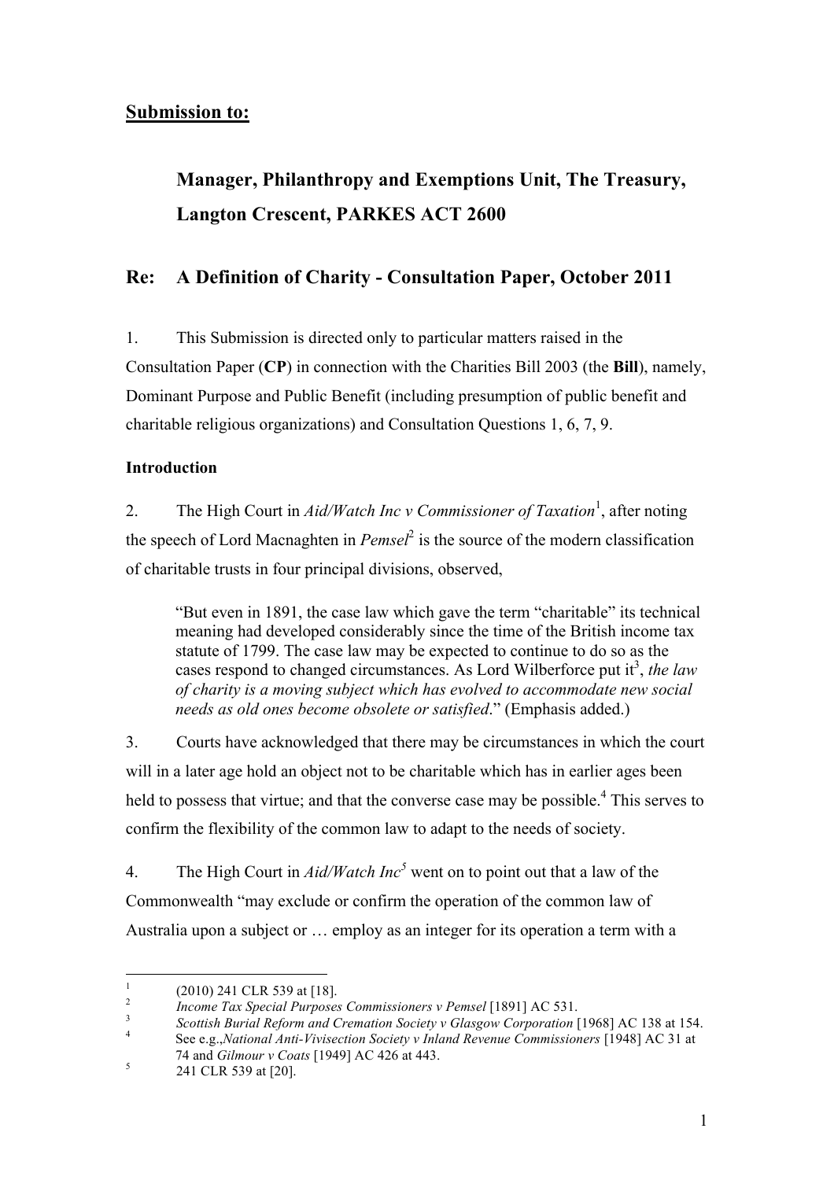## Submission to:

### Manager, Philanthropy and Exemptions Unit, The Treasury, Langton Crescent, PARKES ACT 2600

## Re: A Definition of Charity - Consultation Paper, October 2011

1. This Submission is directed only to particular matters raised in the Consultation Paper (**CP**) in connection with the Charities Bill 2003 (the **Bill**), namely, Dominant Purpose and Public Benefit (including presumption of public benefit and charitable religious organizations) and Consultation Questions 1, 6, 7, 9.

**Introduction**

2. The High Court in *Aid/Watch Inc v Commissioner of Taxation*[1], after noting the speech of Lord Macnaghten in *Pemsel*[2] is the source of the modern classification of charitable trusts in four principal divisions, observed,

> "But even in 1891, the case law which gave the term "charitable" its technical meaning had developed considerably since the time of the British income tax statute of 1799. The case law may be expected to continue to do so as the cases respond to changed circumstances. As Lord Wilberforce put it[3], *the law of charity is a moving subject which has evolved to accommodate new social needs as old ones become obsolete or satisfied*." (Emphasis added.)

3. Courts have acknowledged that there may be circumstances in which the court will in a later age hold an object not to be charitable which has in earlier ages been held to possess that virtue; and that the converse case may be possible.[4] This serves to confirm the flexibility of the common law to adapt to the needs of society.

4. The High Court in *Aid/Watch Inc*[5] went on to point out that a law of the Commonwealth "may exclude or confirm the operation of the common law of Australia upon a subject or … employ as an integer for its operation a term with a

---

1. (2010) 241 CLR 539 at [18].
2. *Income Tax Special Purposes Commissioners v Pemsel* [1891] AC 531.
3. *Scottish Burial Reform and Cremation Society v Glasgow Corporation* [1968] AC 138 at 154.
4. See e.g.,*National Anti-Vivisection Society v Inland Revenue Commissioners* [1948] AC 31 at 74 and *Gilmour v Coats* [1949] AC 426 at 443.
5. 241 CLR 539 at [20].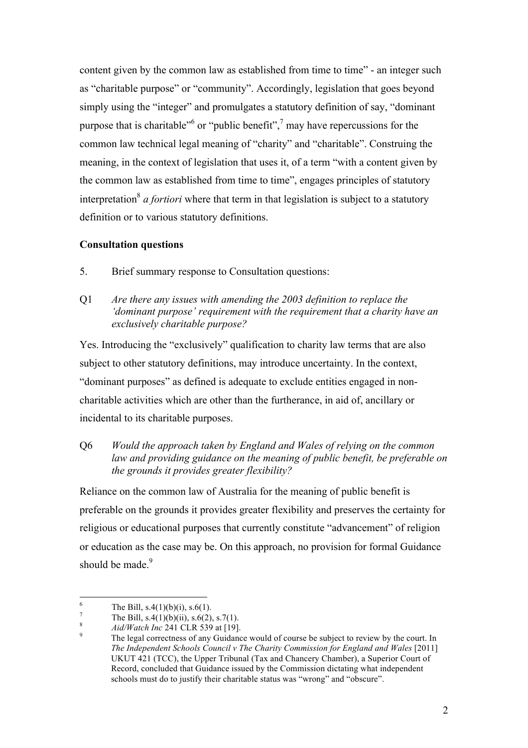content given by the common law as established from time to time" - an integer such as "charitable purpose" or "community". Accordingly, legislation that goes beyond simply using the "integer" and promulgates a statutory definition of say, "dominant purpose that is charitable"[6] or "public benefit",[7] may have repercussions for the common law technical legal meaning of "charity" and "charitable". Construing the meaning, in the context of legislation that uses it, of a term "with a content given by the common law as established from time to time", engages principles of statutory interpretation[8] *a fortiori* where that term in that legislation is subject to a statutory definition or to various statutory definitions.

**Consultation questions**

5. Brief summary response to Consultation questions:

Q1 *Are there any issues with amending the 2003 definition to replace the 'dominant purpose' requirement with the requirement that a charity have an exclusively charitable purpose?*

Yes. Introducing the "exclusively" qualification to charity law terms that are also subject to other statutory definitions, may introduce uncertainty. In the context, "dominant purposes" as defined is adequate to exclude entities engaged in non-charitable activities which are other than the furtherance, in aid of, ancillary or incidental to its charitable purposes.

Q6 *Would the approach taken by England and Wales of relying on the common law and providing guidance on the meaning of public benefit, be preferable on the grounds it provides greater flexibility?*

Reliance on the common law of Australia for the meaning of public benefit is preferable on the grounds it provides greater flexibility and preserves the certainty for religious or educational purposes that currently constitute "advancement" of religion or education as the case may be. On this approach, no provision for formal Guidance should be made.[9]

---

[6] The Bill, s.4(1)(b)(i), s.6(1).

[7] The Bill, s.4(1)(b)(ii), s.6(2), s.7(1).

[8] *Aid/Watch Inc* 241 CLR 539 at [19].

[9] The legal correctness of any Guidance would of course be subject to review by the court. In *The Independent Schools Council v The Charity Commission for England and Wales* [2011] UKUT 421 (TCC), the Upper Tribunal (Tax and Chancery Chamber), a Superior Court of Record, concluded that Guidance issued by the Commission dictating what independent schools must do to justify their charitable status was "wrong" and "obscure".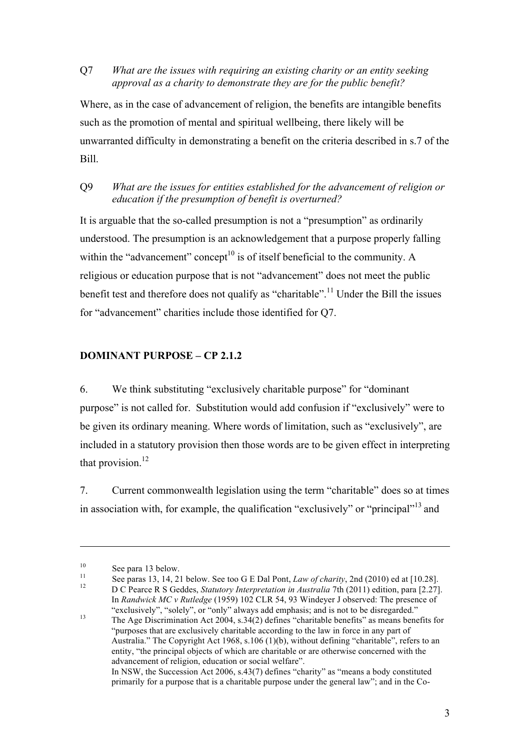Q7 *What are the issues with requiring an existing charity or an entity seeking approval as a charity to demonstrate they are for the public benefit?*

Where, as in the case of advancement of religion, the benefits are intangible benefits such as the promotion of mental and spiritual wellbeing, there likely will be unwarranted difficulty in demonstrating a benefit on the criteria described in s.7 of the Bill.

Q9 *What are the issues for entities established for the advancement of religion or education if the presumption of benefit is overturned?*

It is arguable that the so-called presumption is not a "presumption" as ordinarily understood. The presumption is an acknowledgement that a purpose properly falling within the "advancement" concept[10] is of itself beneficial to the community. A religious or education purpose that is not "advancement" does not meet the public benefit test and therefore does not qualify as "charitable".[11] Under the Bill the issues for "advancement" charities include those identified for Q7.

**DOMINANT PURPOSE – CP 2.1.2**

6. We think substituting "exclusively charitable purpose" for "dominant purpose" is not called for. Substitution would add confusion if "exclusively" were to be given its ordinary meaning. Where words of limitation, such as "exclusively", are included in a statutory provision then those words are to be given effect in interpreting that provision.[12]

7. Current commonwealth legislation using the term "charitable" does so at times in association with, for example, the qualification "exclusively" or "principal"[13] and

---

[10] See para 13 below.

[11] See paras 13, 14, 21 below. See too G E Dal Pont, *Law of charity*, 2nd (2010) ed at [10.28].

[12] D C Pearce R S Geddes, *Statutory Interpretation in Australia* 7th (2011) edition, para [2.27]. In *Randwick MC v Rutledge* (1959) 102 CLR 54, 93 Windeyer J observed: The presence of "exclusively", "solely", or "only" always add emphasis; and is not to be disregarded."

[13] The Age Discrimination Act 2004, s.34(2) defines "charitable benefits" as means benefits for "purposes that are exclusively charitable according to the law in force in any part of Australia." The Copyright Act 1968, s.106 (1)(b), without defining "charitable", refers to an entity, "the principal objects of which are charitable or are otherwise concerned with the advancement of religion, education or social welfare".
In NSW, the Succession Act 2006, s.43(7) defines "charity" as "means a body constituted primarily for a purpose that is a charitable purpose under the general law"; and in the Co-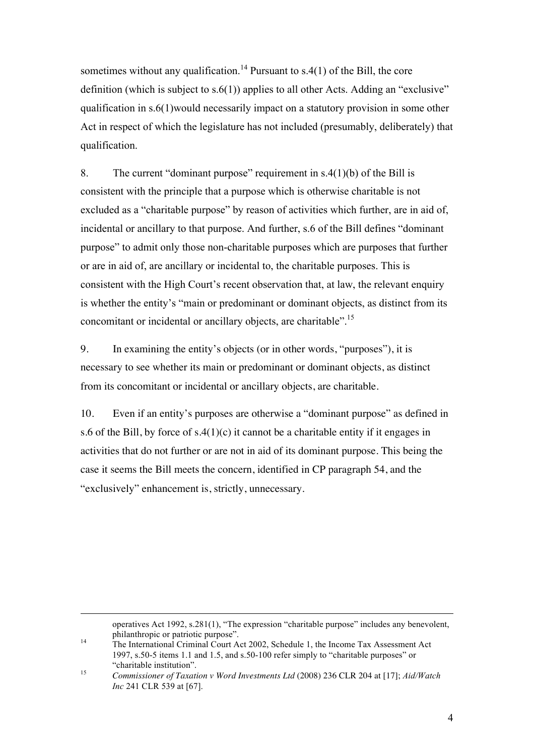sometimes without any qualification.[14] Pursuant to s.4(1) of the Bill, the core definition (which is subject to s.6(1)) applies to all other Acts. Adding an "exclusive" qualification in s.6(1)would necessarily impact on a statutory provision in some other Act in respect of which the legislature has not included (presumably, deliberately) that qualification.

8. The current "dominant purpose" requirement in s.4(1)(b) of the Bill is consistent with the principle that a purpose which is otherwise charitable is not excluded as a "charitable purpose" by reason of activities which further, are in aid of, incidental or ancillary to that purpose. And further, s.6 of the Bill defines "dominant purpose" to admit only those non-charitable purposes which are purposes that further or are in aid of, are ancillary or incidental to, the charitable purposes. This is consistent with the High Court's recent observation that, at law, the relevant enquiry is whether the entity's "main or predominant or dominant objects, as distinct from its concomitant or incidental or ancillary objects, are charitable".[15]

9. In examining the entity's objects (or in other words, "purposes"), it is necessary to see whether its main or predominant or dominant objects, as distinct from its concomitant or incidental or ancillary objects, are charitable.

10. Even if an entity's purposes are otherwise a "dominant purpose" as defined in s.6 of the Bill, by force of s.4(1)(c) it cannot be a charitable entity if it engages in activities that do not further or are not in aid of its dominant purpose. This being the case it seems the Bill meets the concern, identified in CP paragraph 54, and the "exclusively" enhancement is, strictly, unnecessary.

---

operatives Act 1992, s.281(1), "The expression "charitable purpose" includes any benevolent, philanthropic or patriotic purpose".

[14] The International Criminal Court Act 2002, Schedule 1, the Income Tax Assessment Act 1997, s.50-5 items 1.1 and 1.5, and s.50-100 refer simply to "charitable purposes" or "charitable institution".

[15] *Commissioner of Taxation v Word Investments Ltd* (2008) 236 CLR 204 at [17]; *Aid/Watch Inc* 241 CLR 539 at [67].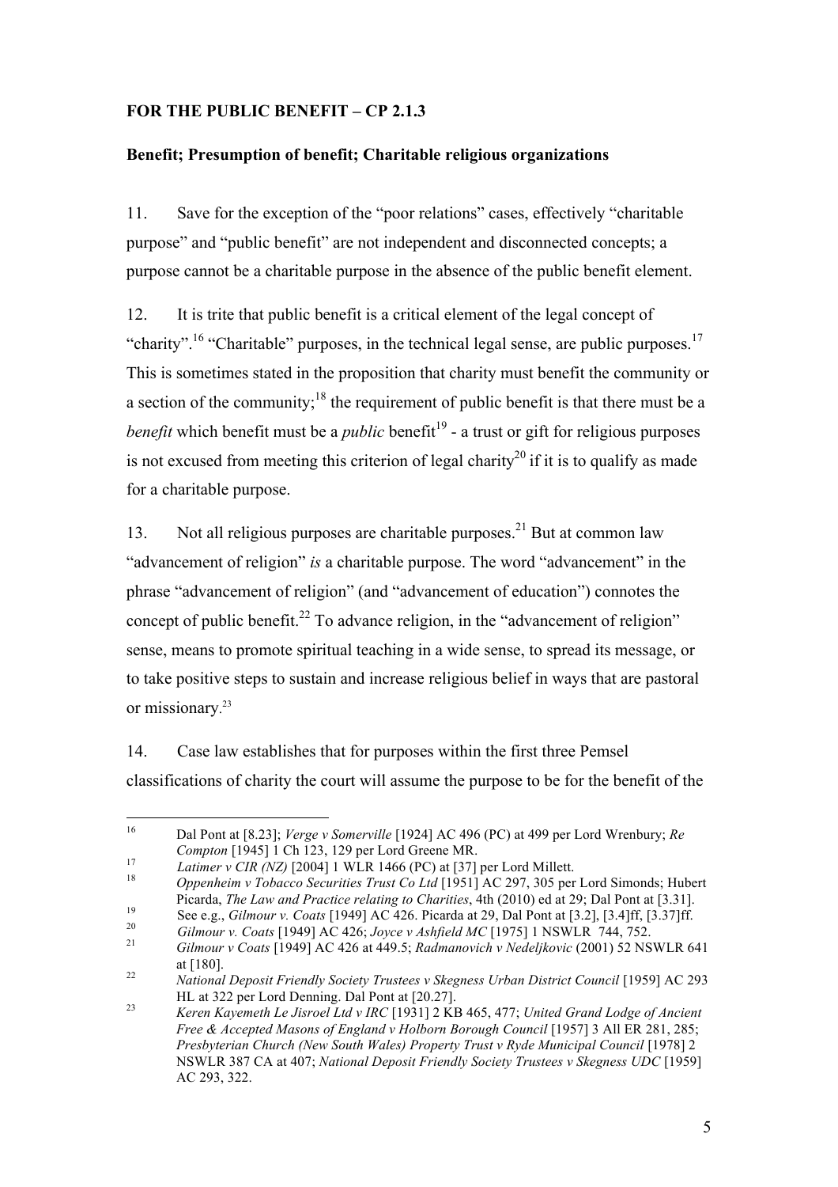**FOR THE PUBLIC BENEFIT – CP 2.1.3**

**Benefit; Presumption of benefit; Charitable religious organizations**

11. Save for the exception of the "poor relations" cases, effectively "charitable purpose" and "public benefit" are not independent and disconnected concepts; a purpose cannot be a charitable purpose in the absence of the public benefit element.

12. It is trite that public benefit is a critical element of the legal concept of "charity".[16] "Charitable" purposes, in the technical legal sense, are public purposes.[17] This is sometimes stated in the proposition that charity must benefit the community or a section of the community;[18] the requirement of public benefit is that there must be a *benefit* which benefit must be a *public* benefit[19] - a trust or gift for religious purposes is not excused from meeting this criterion of legal charity[20] if it is to qualify as made for a charitable purpose.

13. Not all religious purposes are charitable purposes.[21] But at common law "advancement of religion" *is* a charitable purpose. The word "advancement" in the phrase "advancement of religion" (and "advancement of education") connotes the concept of public benefit.[22] To advance religion, in the "advancement of religion" sense, means to promote spiritual teaching in a wide sense, to spread its message, or to take positive steps to sustain and increase religious belief in ways that are pastoral or missionary.[23]

14. Case law establishes that for purposes within the first three Pemsel classifications of charity the court will assume the purpose to be for the benefit of the

---

[16] Dal Pont at [8.23]; *Verge v Somerville* [1924] AC 496 (PC) at 499 per Lord Wrenbury; *Re Compton* [1945] 1 Ch 123, 129 per Lord Greene MR.

[17] *Latimer v CIR (NZ)* [2004] 1 WLR 1466 (PC) at [37] per Lord Millett.

[18] *Oppenheim v Tobacco Securities Trust Co Ltd* [1951] AC 297, 305 per Lord Simonds; Hubert Picarda, *The Law and Practice relating to Charities*, 4th (2010) ed at 29; Dal Pont at [3.31].

[19] See e.g., *Gilmour v. Coats* [1949] AC 426. Picarda at 29, Dal Pont at [3.2], [3.4]ff, [3.37]ff.

[20] *Gilmour v. Coats* [1949] AC 426; *Joyce v Ashfield MC* [1975] 1 NSWLR 744, 752.

[21] *Gilmour v Coats* [1949] AC 426 at 449.5; *Radmanovich v Nedeljkovic* (2001) 52 NSWLR 641 at [180].

[22] *National Deposit Friendly Society Trustees v Skegness Urban District Council* [1959] AC 293 HL at 322 per Lord Denning. Dal Pont at [20.27].

[23] *Keren Kayemeth Le Jisroel Ltd v IRC* [1931] 2 KB 465, 477; *United Grand Lodge of Ancient Free & Accepted Masons of England v Holborn Borough Council* [1957] 3 All ER 281, 285; *Presbyterian Church (New South Wales) Property Trust v Ryde Municipal Council* [1978] 2 NSWLR 387 CA at 407; *National Deposit Friendly Society Trustees v Skegness UDC* [1959] AC 293, 322.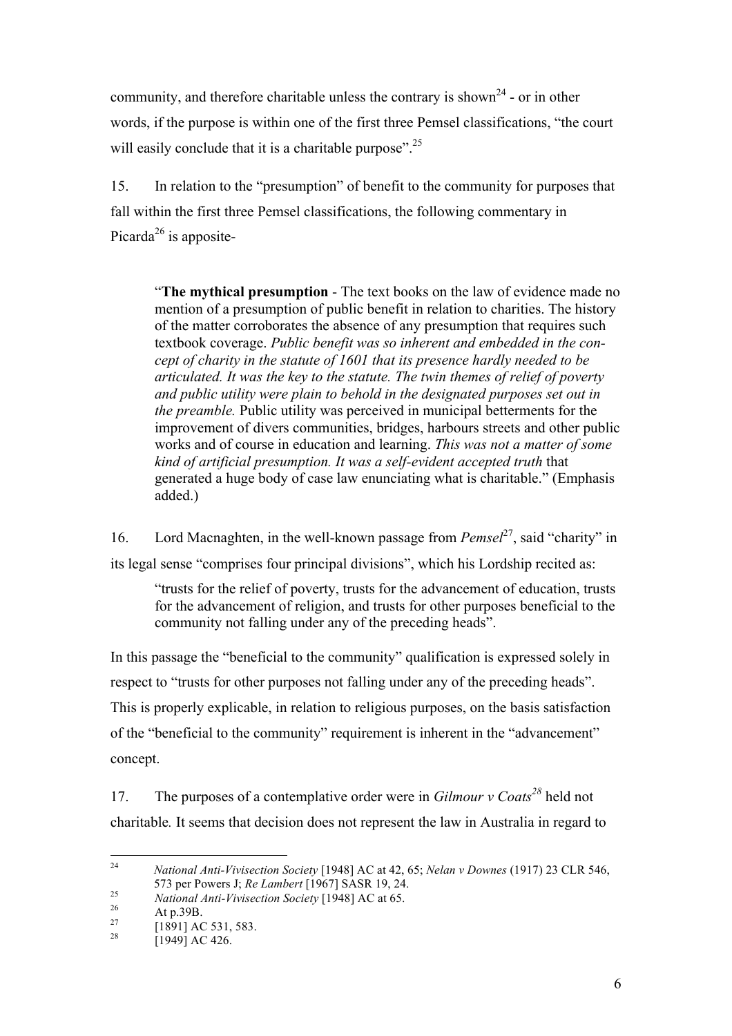community, and therefore charitable unless the contrary is shown[24] - or in other words, if the purpose is within one of the first three Pemsel classifications, "the court will easily conclude that it is a charitable purpose".[25]

15. In relation to the "presumption" of benefit to the community for purposes that fall within the first three Pemsel classifications, the following commentary in Picarda[26] is apposite-

> "**The mythical presumption** - The text books on the law of evidence made no mention of a presumption of public benefit in relation to charities. The history of the matter corroborates the absence of any presumption that requires such textbook coverage. *Public benefit was so inherent and embedded in the concept of charity in the statute of 1601 that its presence hardly needed to be articulated. It was the key to the statute. The twin themes of relief of poverty and public utility were plain to behold in the designated purposes set out in the preamble.* Public utility was perceived in municipal betterments for the improvement of divers communities, bridges, harbours streets and other public works and of course in education and learning. *This was not a matter of some kind of artificial presumption. It was a self-evident accepted truth* that generated a huge body of case law enunciating what is charitable." (Emphasis added.)

16. Lord Macnaghten, in the well-known passage from *Pemsel*[27], said "charity" in its legal sense "comprises four principal divisions", which his Lordship recited as:

> "trusts for the relief of poverty, trusts for the advancement of education, trusts for the advancement of religion, and trusts for other purposes beneficial to the community not falling under any of the preceding heads".

In this passage the "beneficial to the community" qualification is expressed solely in respect to "trusts for other purposes not falling under any of the preceding heads". This is properly explicable, in relation to religious purposes, on the basis satisfaction of the "beneficial to the community" requirement is inherent in the "advancement" concept.

17. The purposes of a contemplative order were in *Gilmour v Coats*[28] held not charitable. It seems that decision does not represent the law in Australia in regard to

---

[24] *National Anti-Vivisection Society* [1948] AC at 42, 65; *Nelan v Downes* (1917) 23 CLR 546, 573 per Powers J; *Re Lambert* [1967] SASR 19, 24.

[25] *National Anti-Vivisection Society* [1948] AC at 65.

[26] At p.39B.

[27] [1891] AC 531, 583.

[28] [1949] AC 426.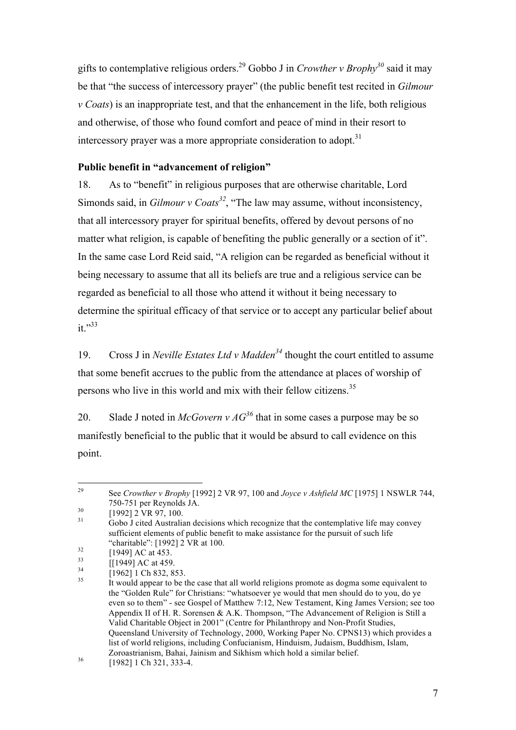gifts to contemplative religious orders.[29] Gobbo J in *Crowther v Brophy*[30] said it may be that "the success of intercessory prayer" (the public benefit test recited in *Gilmour v Coats*) is an inappropriate test, and that the enhancement in the life, both religious and otherwise, of those who found comfort and peace of mind in their resort to intercessory prayer was a more appropriate consideration to adopt.[31]

**Public benefit in "advancement of religion"**

18. As to "benefit" in religious purposes that are otherwise charitable, Lord Simonds said, in *Gilmour v Coats*[32], "The law may assume, without inconsistency, that all intercessory prayer for spiritual benefits, offered by devout persons of no matter what religion, is capable of benefiting the public generally or a section of it". In the same case Lord Reid said, "A religion can be regarded as beneficial without it being necessary to assume that all its beliefs are true and a religious service can be regarded as beneficial to all those who attend it without it being necessary to determine the spiritual efficacy of that service or to accept any particular belief about it."[33]

19. Cross J in *Neville Estates Ltd v Madden*[34] thought the court entitled to assume that some benefit accrues to the public from the attendance at places of worship of persons who live in this world and mix with their fellow citizens.[35]

20. Slade J noted in *McGovern v AG*[36] that in some cases a purpose may be so manifestly beneficial to the public that it would be absurd to call evidence on this point.

---

[29] See *Crowther v Brophy* [1992] 2 VR 97, 100 and *Joyce v Ashfield MC* [1975] 1 NSWLR 744, 750-751 per Reynolds JA.

[30] [1992] 2 VR 97, 100.

[31] Gobo J cited Australian decisions which recognize that the contemplative life may convey sufficient elements of public benefit to make assistance for the pursuit of such life "charitable": [1992] 2 VR at 100.

[32] [1949] AC at 453.

[33] [[1949] AC at 459.

[34] [1962] 1 Ch 832, 853.

[35] It would appear to be the case that all world religions promote as dogma some equivalent to the "Golden Rule" for Christians: "whatsoever ye would that men should do to you, do ye even so to them" - see Gospel of Matthew 7:12, New Testament, King James Version; see too Appendix II of H. R. Sorensen & A.K. Thompson, "The Advancement of Religion is Still a Valid Charitable Object in 2001" (Centre for Philanthropy and Non-Profit Studies, Queensland University of Technology, 2000, Working Paper No. CPNS13) which provides a list of world religions, including Confucianism, Hinduism, Judaism, Buddhism, Islam, Zoroastrianism, Bahai, Jainism and Sikhism which hold a similar belief.

[36] [1982] 1 Ch 321, 333-4.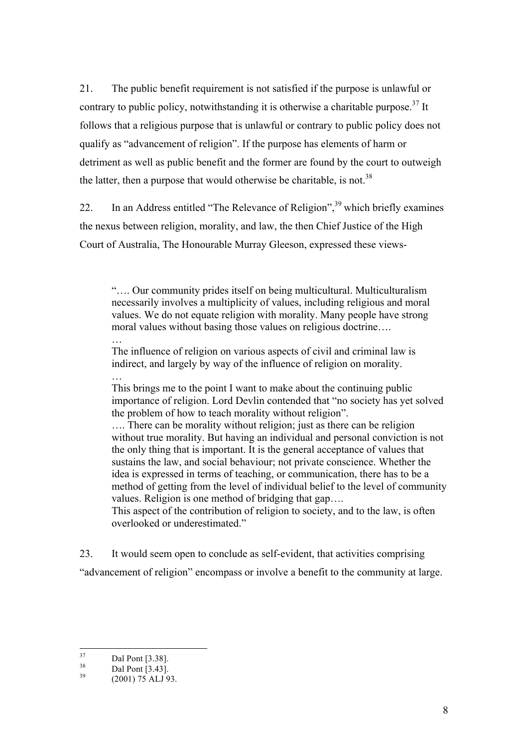21. The public benefit requirement is not satisfied if the purpose is unlawful or contrary to public policy, notwithstanding it is otherwise a charitable purpose.[37] It follows that a religious purpose that is unlawful or contrary to public policy does not qualify as "advancement of religion". If the purpose has elements of harm or detriment as well as public benefit and the former are found by the court to outweigh the latter, then a purpose that would otherwise be charitable, is not.[38]

22. In an Address entitled "The Relevance of Religion",[39] which briefly examines the nexus between religion, morality, and law, the then Chief Justice of the High Court of Australia, The Honourable Murray Gleeson, expressed these views-

> "…. Our community prides itself on being multicultural. Multiculturalism necessarily involves a multiplicity of values, including religious and moral values. We do not equate religion with morality. Many people have strong moral values without basing those values on religious doctrine….
> …
> The influence of religion on various aspects of civil and criminal law is indirect, and largely by way of the influence of religion on morality.
> …
> This brings me to the point I want to make about the continuing public importance of religion. Lord Devlin contended that "no society has yet solved the problem of how to teach morality without religion".
> …. There can be morality without religion; just as there can be religion without true morality. But having an individual and personal conviction is not the only thing that is important. It is the general acceptance of values that sustains the law, and social behaviour; not private conscience. Whether the idea is expressed in terms of teaching, or communication, there has to be a method of getting from the level of individual belief to the level of community values. Religion is one method of bridging that gap….
> This aspect of the contribution of religion to society, and to the law, is often overlooked or underestimated."

23. It would seem open to conclude as self-evident, that activities comprising "advancement of religion" encompass or involve a benefit to the community at large.

---

[37] Dal Pont [3.38].

[38] Dal Pont [3.43].

[39] (2001) 75 ALJ 93.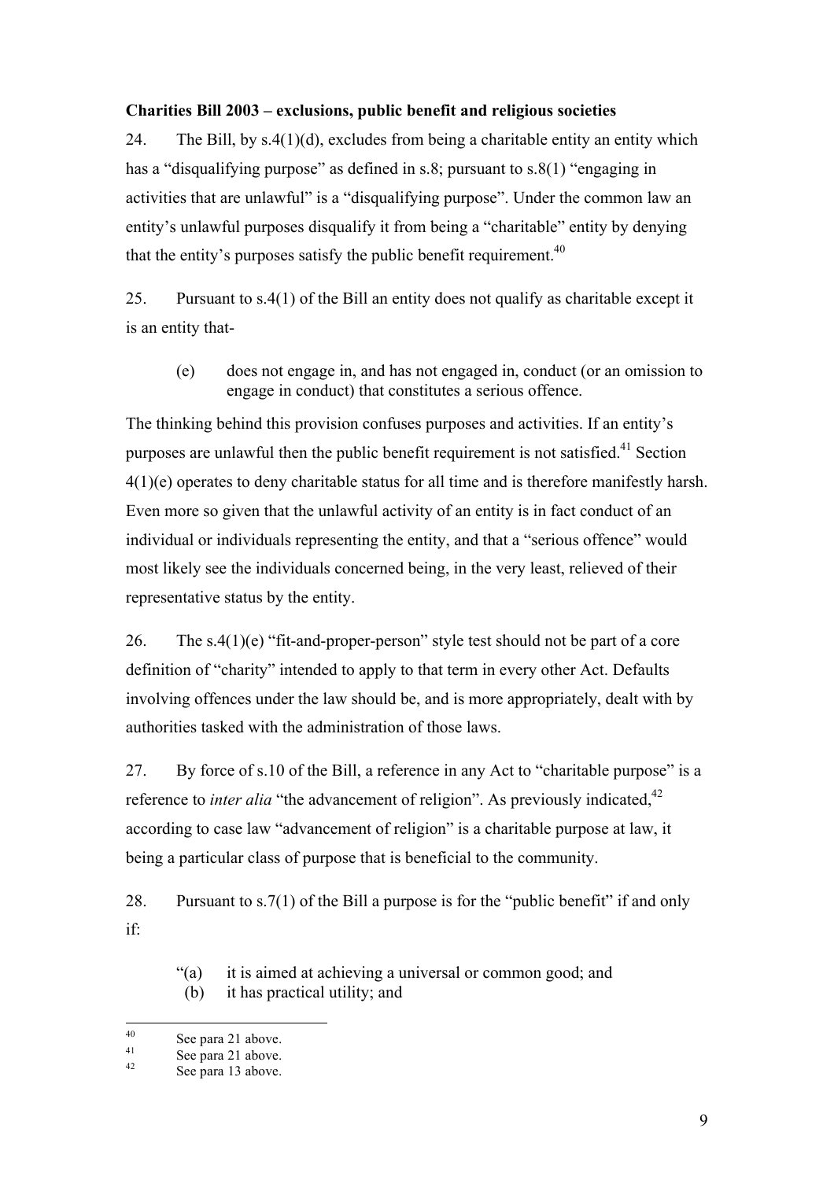**Charities Bill 2003 – exclusions, public benefit and religious societies**

24. The Bill, by s.4(1)(d), excludes from being a charitable entity an entity which has a "disqualifying purpose" as defined in s.8; pursuant to s.8(1) "engaging in activities that are unlawful" is a "disqualifying purpose". Under the common law an entity's unlawful purposes disqualify it from being a "charitable" entity by denying that the entity's purposes satisfy the public benefit requirement.[40]

25. Pursuant to s.4(1) of the Bill an entity does not qualify as charitable except it is an entity that-

> (e) does not engage in, and has not engaged in, conduct (or an omission to engage in conduct) that constitutes a serious offence.

The thinking behind this provision confuses purposes and activities. If an entity's purposes are unlawful then the public benefit requirement is not satisfied.[41] Section 4(1)(e) operates to deny charitable status for all time and is therefore manifestly harsh. Even more so given that the unlawful activity of an entity is in fact conduct of an individual or individuals representing the entity, and that a "serious offence" would most likely see the individuals concerned being, in the very least, relieved of their representative status by the entity.

26. The s.4(1)(e) "fit-and-proper-person" style test should not be part of a core definition of "charity" intended to apply to that term in every other Act. Defaults involving offences under the law should be, and is more appropriately, dealt with by authorities tasked with the administration of those laws.

27. By force of s.10 of the Bill, a reference in any Act to "charitable purpose" is a reference to *inter alia* "the advancement of religion". As previously indicated,[42] according to case law "advancement of religion" is a charitable purpose at law, it being a particular class of purpose that is beneficial to the community.

28. Pursuant to s.7(1) of the Bill a purpose is for the "public benefit" if and only if:

> "(a) it is aimed at achieving a universal or common good; and
> (b) it has practical utility; and

---

[40] See para 21 above.
[41] See para 21 above.
[42] See para 13 above.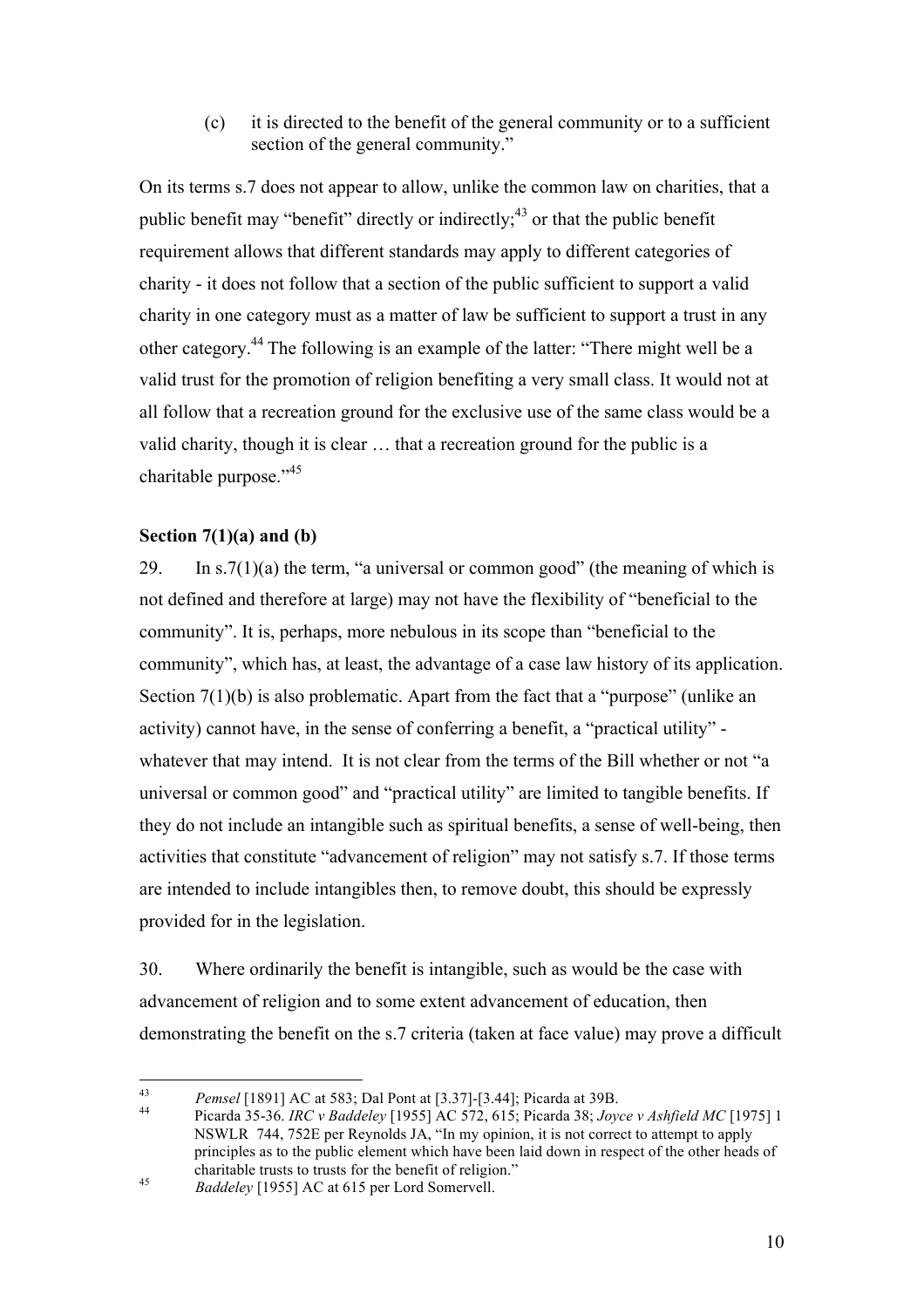(c) it is directed to the benefit of the general community or to a sufficient section of the general community."

On its terms s.7 does not appear to allow, unlike the common law on charities, that a public benefit may "benefit" directly or indirectly;[43] or that the public benefit requirement allows that different standards may apply to different categories of charity - it does not follow that a section of the public sufficient to support a valid charity in one category must as a matter of law be sufficient to support a trust in any other category.[44] The following is an example of the latter: "There might well be a valid trust for the promotion of religion benefiting a very small class. It would not at all follow that a recreation ground for the exclusive use of the same class would be a valid charity, though it is clear … that a recreation ground for the public is a charitable purpose."[45]

**Section 7(1)(a) and (b)**

29. In s.7(1)(a) the term, "a universal or common good" (the meaning of which is not defined and therefore at large) may not have the flexibility of "beneficial to the community". It is, perhaps, more nebulous in its scope than "beneficial to the community", which has, at least, the advantage of a case law history of its application. Section 7(1)(b) is also problematic. Apart from the fact that a "purpose" (unlike an activity) cannot have, in the sense of conferring a benefit, a "practical utility" - whatever that may intend. It is not clear from the terms of the Bill whether or not "a universal or common good" and "practical utility" are limited to tangible benefits. If they do not include an intangible such as spiritual benefits, a sense of well-being, then activities that constitute "advancement of religion" may not satisfy s.7. If those terms are intended to include intangibles then, to remove doubt, this should be expressly provided for in the legislation.

30. Where ordinarily the benefit is intangible, such as would be the case with advancement of religion and to some extent advancement of education, then demonstrating the benefit on the s.7 criteria (taken at face value) may prove a difficult

---

[43] *Pemsel* [1891] AC at 583; Dal Pont at [3.37]-[3.44]; Picarda at 39B.

[44] Picarda 35-36. *IRC v Baddeley* [1955] AC 572, 615; Picarda 38; *Joyce v Ashfield MC* [1975] 1 NSWLR 744, 752E per Reynolds JA, "In my opinion, it is not correct to attempt to apply principles as to the public element which have been laid down in respect of the other heads of charitable trusts to trusts for the benefit of religion."

[45] *Baddeley* [1955] AC at 615 per Lord Somervell.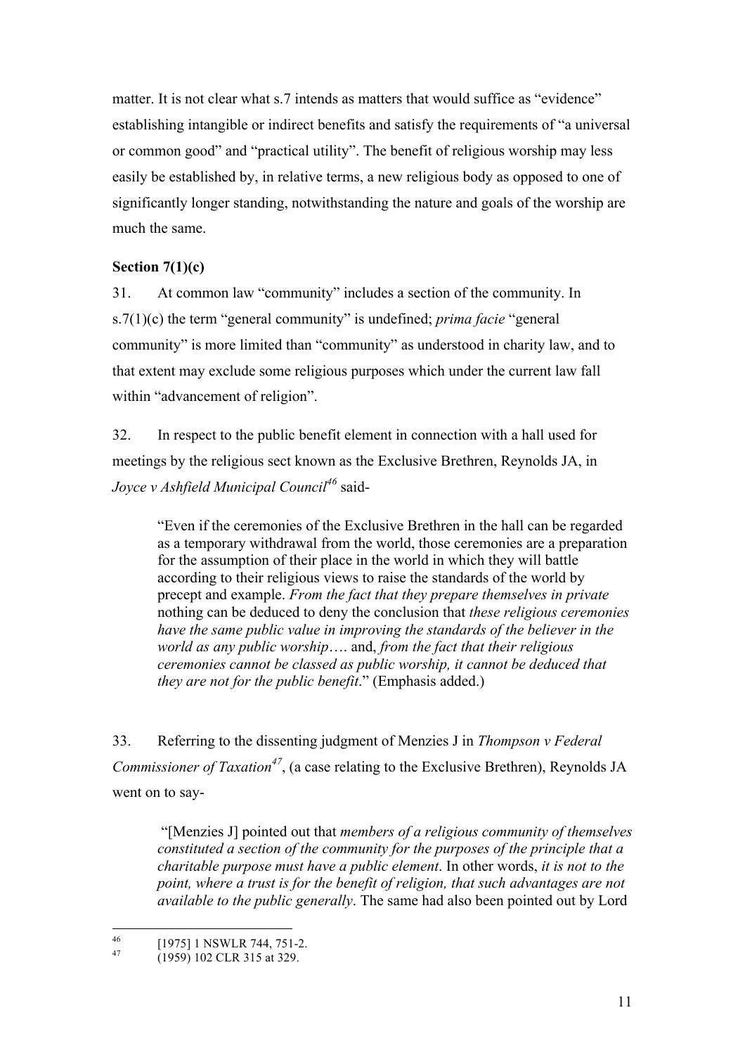matter. It is not clear what s.7 intends as matters that would suffice as "evidence" establishing intangible or indirect benefits and satisfy the requirements of "a universal or common good" and "practical utility". The benefit of religious worship may less easily be established by, in relative terms, a new religious body as opposed to one of significantly longer standing, notwithstanding the nature and goals of the worship are much the same.

**Section 7(1)(c)**

31. At common law "community" includes a section of the community. In s.7(1)(c) the term "general community" is undefined; *prima facie* "general community" is more limited than "community" as understood in charity law, and to that extent may exclude some religious purposes which under the current law fall within "advancement of religion".

32. In respect to the public benefit element in connection with a hall used for meetings by the religious sect known as the Exclusive Brethren, Reynolds JA, in *Joyce v Ashfield Municipal Council*[46] said-

> "Even if the ceremonies of the Exclusive Brethren in the hall can be regarded as a temporary withdrawal from the world, those ceremonies are a preparation for the assumption of their place in the world in which they will battle according to their religious views to raise the standards of the world by precept and example. *From the fact that they prepare themselves in private* nothing can be deduced to deny the conclusion that *these religious ceremonies have the same public value in improving the standards of the believer in the world as any public worship*…. and, *from the fact that their religious ceremonies cannot be classed as public worship, it cannot be deduced that they are not for the public benefit*." (Emphasis added.)

33. Referring to the dissenting judgment of Menzies J in *Thompson v Federal Commissioner of Taxation*[47], (a case relating to the Exclusive Brethren), Reynolds JA went on to say-

> "[Menzies J] pointed out that *members of a religious community of themselves constituted a section of the community for the purposes of the principle that a charitable purpose must have a public element*. In other words, *it is not to the point, where a trust is for the benefit of religion, that such advantages are not available to the public generally*. The same had also been pointed out by Lord

---

[46] [1975] 1 NSWLR 744, 751-2.

[47] (1959) 102 CLR 315 at 329.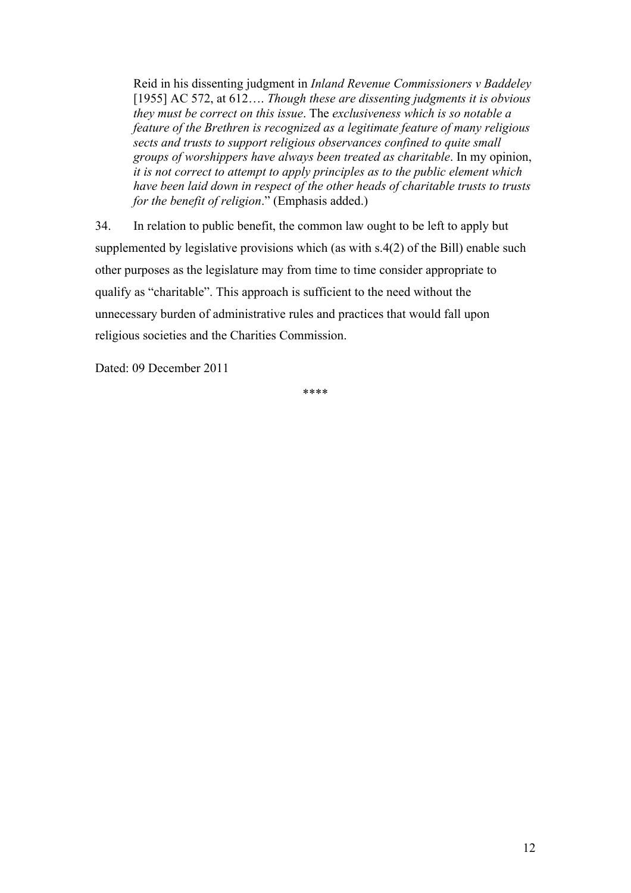> Reid in his dissenting judgment in *Inland Revenue Commissioners v Baddeley* [1955] AC 572, at 612…. *Though these are dissenting judgments it is obvious they must be correct on this issue*. The *exclusiveness which is so notable a feature of the Brethren is recognized as a legitimate feature of many religious sects and trusts to support religious observances confined to quite small groups of worshippers have always been treated as charitable*. In my opinion, *it is not correct to attempt to apply principles as to the public element which have been laid down in respect of the other heads of charitable trusts to trusts for the benefit of religion*." (Emphasis added.)

34. In relation to public benefit, the common law ought to be left to apply but supplemented by legislative provisions which (as with s.4(2) of the Bill) enable such other purposes as the legislature may from time to time consider appropriate to qualify as "charitable". This approach is sufficient to the need without the unnecessary burden of administrative rules and practices that would fall upon religious societies and the Charities Commission.

Dated: 09 December 2011

****